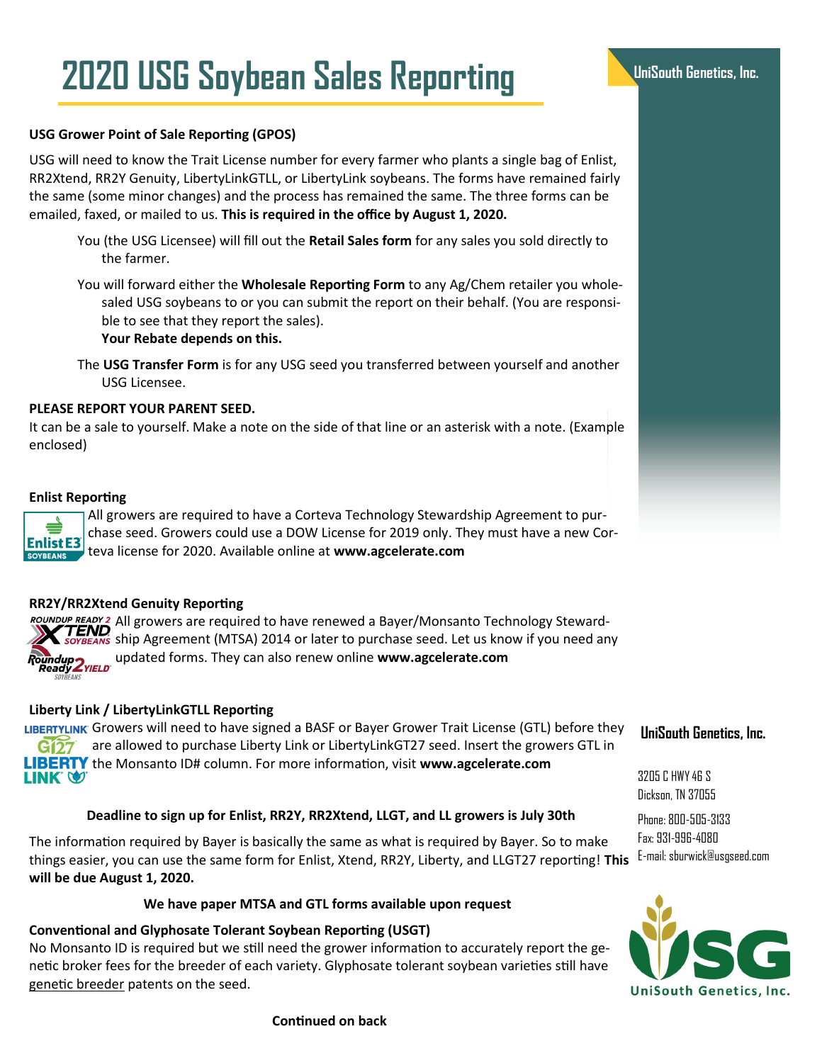# 2020 USG Soybean Sales Reporting

**UniSouth Genetics, Inc.**

**USG Grower Point of Sale Reporting (GPOS)**

USG will need to know the Trait License number for every farmer who plants a single bag of Enlist, RR2Xtend, RR2Y Genuity, LibertyLinkGTLL, or LibertyLink soybeans. The forms have remained fairly the same (some minor changes) and the process has remained the same. The three forms can be emailed, faxed, or mailed to us. **This is required in the office by August 1, 2020.**

You (the USG Licensee) will fill out the **Retail Sales form** for any sales you sold directly to the farmer.

You will forward either the **Wholesale Reporting Form** to any Ag/Chem retailer you wholesaled USG soybeans to or you can submit the report on their behalf. (You are responsible to see that they report the sales).
**Your Rebate depends on this.**

The **USG Transfer Form** is for any USG seed you transferred between yourself and another USG Licensee.

**PLEASE REPORT YOUR PARENT SEED.**
It can be a sale to yourself. Make a note on the side of that line or an asterisk with a note. (Example enclosed)

**Enlist Reporting**

All growers are required to have a Corteva Technology Stewardship Agreement to purchase seed. Growers could use a DOW License for 2019 only. They must have a new Corteva license for 2020. Available online at **www.agcelerate.com**

**RR2Y/RR2Xtend Genuity Reporting**

All growers are required to have renewed a Bayer/Monsanto Technology Stewardship Agreement (MTSA) 2014 or later to purchase seed. Let us know if you need any updated forms. They can also renew online **www.agcelerate.com**

**Liberty Link / LibertyLinkGTLL Reporting**

Growers will need to have signed a BASF or Bayer Grower Trait License (GTL) before they are allowed to purchase Liberty Link or LibertyLinkGT27 seed. Insert the growers GTL in the Monsanto ID# column. For more information, visit **www.agcelerate.com**

**Deadline to sign up for Enlist, RR2Y, RR2Xtend, LLGT, and LL growers is July 30th**

The information required by Bayer is basically the same as what is required by Bayer. So to make things easier, you can use the same form for Enlist, Xtend, RR2Y, Liberty, and LLGT27 reporting! **This will be due August 1, 2020.**

**We have paper MTSA and GTL forms available upon request**

**Conventional and Glyphosate Tolerant Soybean Reporting (USGT)**
No Monsanto ID is required but we still need the grower information to accurately report the genetic broker fees for the breeder of each variety. Glyphosate tolerant soybean varieties still have genetic breeder patents on the seed.

**Continued on back**

**UniSouth Genetics, Inc.**

3205 C HWY 46 S
Dickson, TN 37055

Phone: 800-505-3133
Fax: 931-996-4080
E-mail: sburwick@usgseed.com

UniSouth Genetics, Inc.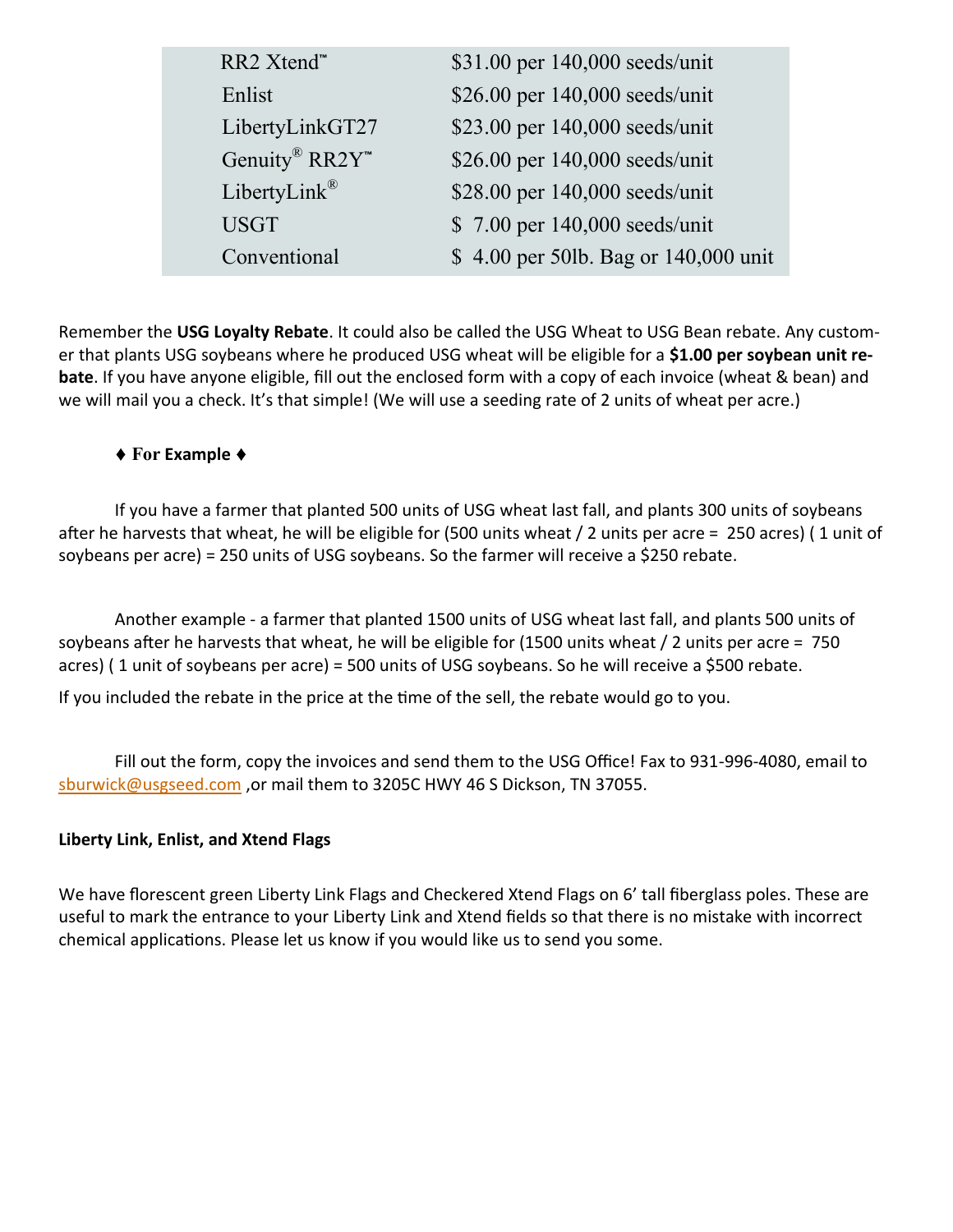| | |
|---|---|
| RR2 Xtend™ | $31.00 per 140,000 seeds/unit |
| Enlist | $26.00 per 140,000 seeds/unit |
| LibertyLinkGT27 | $23.00 per 140,000 seeds/unit |
| Genuity® RR2Y™ | $26.00 per 140,000 seeds/unit |
| LibertyLink® | $28.00 per 140,000 seeds/unit |
| USGT | $ 7.00 per 140,000 seeds/unit |
| Conventional | $ 4.00 per 50lb. Bag or 140,000 unit |

Remember the **USG Loyalty Rebate**. It could also be called the USG Wheat to USG Bean rebate. Any customer that plants USG soybeans where he produced USG wheat will be eligible for a **$1.00 per soybean unit rebate**. If you have anyone eligible, fill out the enclosed form with a copy of each invoice (wheat & bean) and we will mail you a check. It's that simple! (We will use a seeding rate of 2 units of wheat per acre.)

♦ **For Example** ♦

If you have a farmer that planted 500 units of USG wheat last fall, and plants 300 units of soybeans after he harvests that wheat, he will be eligible for (500 units wheat / 2 units per acre = 250 acres) ( 1 unit of soybeans per acre) = 250 units of USG soybeans. So the farmer will receive a $250 rebate.

Another example - a farmer that planted 1500 units of USG wheat last fall, and plants 500 units of soybeans after he harvests that wheat, he will be eligible for (1500 units wheat / 2 units per acre = 750 acres) ( 1 unit of soybeans per acre) = 500 units of USG soybeans. So he will receive a $500 rebate.

If you included the rebate in the price at the time of the sell, the rebate would go to you.

Fill out the form, copy the invoices and send them to the USG Office! Fax to 931-996-4080, email to sburwick@usgseed.com ,or mail them to 3205C HWY 46 S Dickson, TN 37055.

**Liberty Link, Enlist, and Xtend Flags**

We have florescent green Liberty Link Flags and Checkered Xtend Flags on 6' tall fiberglass poles. These are useful to mark the entrance to your Liberty Link and Xtend fields so that there is no mistake with incorrect chemical applications. Please let us know if you would like us to send you some.